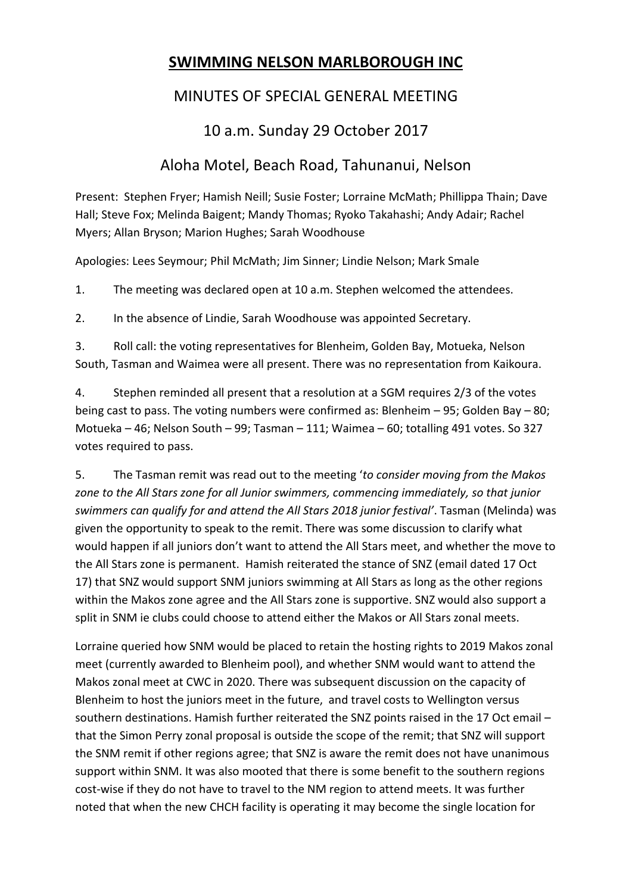# SWIMMING NELSON MARLBOROUGH INC

## MINUTES OF SPECIAL GENERAL MEETING

## 10 a.m. Sunday 29 October 2017

## Aloha Motel, Beach Road, Tahunanui, Nelson

Present: Stephen Fryer; Hamish Neill; Susie Foster; Lorraine McMath; Phillippa Thain; Dave Hall; Steve Fox; Melinda Baigent; Mandy Thomas; Ryoko Takahashi; Andy Adair; Rachel Myers; Allan Bryson; Marion Hughes; Sarah Woodhouse

Apologies: Lees Seymour; Phil McMath; Jim Sinner; Lindie Nelson; Mark Smale

1. The meeting was declared open at 10 a.m. Stephen welcomed the attendees.

2. In the absence of Lindie, Sarah Woodhouse was appointed Secretary.

3. Roll call: the voting representatives for Blenheim, Golden Bay, Motueka, Nelson South, Tasman and Waimea were all present. There was no representation from Kaikoura.

4. Stephen reminded all present that a resolution at a SGM requires 2/3 of the votes being cast to pass. The voting numbers were confirmed as: Blenheim – 95; Golden Bay – 80; Motueka – 46; Nelson South – 99; Tasman – 111; Waimea – 60; totalling 491 votes. So 327 votes required to pass.

5. The Tasman remit was read out to the meeting '*to consider moving from the Makos zone to the All Stars zone for all Junior swimmers, commencing immediately, so that junior swimmers can qualify for and attend the All Stars 2018 junior festival'*. Tasman (Melinda) was given the opportunity to speak to the remit. There was some discussion to clarify what would happen if all juniors don't want to attend the All Stars meet, and whether the move to the All Stars zone is permanent. Hamish reiterated the stance of SNZ (email dated 17 Oct 17) that SNZ would support SNM juniors swimming at All Stars as long as the other regions within the Makos zone agree and the All Stars zone is supportive. SNZ would also support a split in SNM ie clubs could choose to attend either the Makos or All Stars zonal meets.

Lorraine queried how SNM would be placed to retain the hosting rights to 2019 Makos zonal meet (currently awarded to Blenheim pool), and whether SNM would want to attend the Makos zonal meet at CWC in 2020. There was subsequent discussion on the capacity of Blenheim to host the juniors meet in the future, and travel costs to Wellington versus southern destinations. Hamish further reiterated the SNZ points raised in the 17 Oct email – that the Simon Perry zonal proposal is outside the scope of the remit; that SNZ will support the SNM remit if other regions agree; that SNZ is aware the remit does not have unanimous support within SNM. It was also mooted that there is some benefit to the southern regions cost-wise if they do not have to travel to the NM region to attend meets. It was further noted that when the new CHCH facility is operating it may become the single location for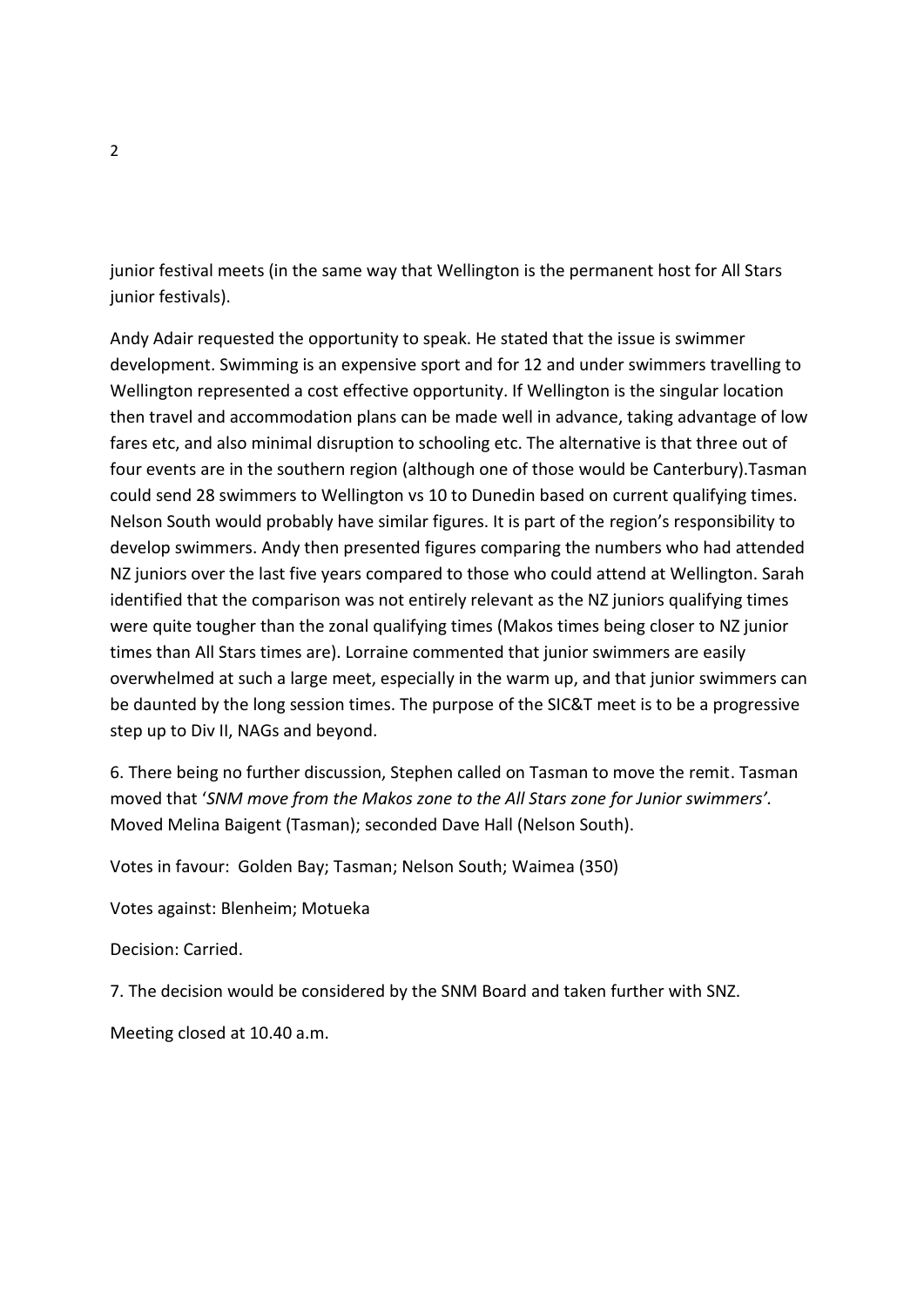junior festival meets (in the same way that Wellington is the permanent host for All Stars junior festivals).

Andy Adair requested the opportunity to speak. He stated that the issue is swimmer development. Swimming is an expensive sport and for 12 and under swimmers travelling to Wellington represented a cost effective opportunity. If Wellington is the singular location then travel and accommodation plans can be made well in advance, taking advantage of low fares etc, and also minimal disruption to schooling etc. The alternative is that three out of four events are in the southern region (although one of those would be Canterbury).Tasman could send 28 swimmers to Wellington vs 10 to Dunedin based on current qualifying times. Nelson South would probably have similar figures. It is part of the region's responsibility to develop swimmers. Andy then presented figures comparing the numbers who had attended NZ juniors over the last five years compared to those who could attend at Wellington. Sarah identified that the comparison was not entirely relevant as the NZ juniors qualifying times were quite tougher than the zonal qualifying times (Makos times being closer to NZ junior times than All Stars times are). Lorraine commented that junior swimmers are easily overwhelmed at such a large meet, especially in the warm up, and that junior swimmers can be daunted by the long session times. The purpose of the SIC&T meet is to be a progressive step up to Div II, NAGs and beyond.

6. There being no further discussion, Stephen called on Tasman to move the remit. Tasman moved that '*SNM move from the Makos zone to the All Stars zone for Junior swimmers'.* Moved Melina Baigent (Tasman); seconded Dave Hall (Nelson South).

Votes in favour: Golden Bay; Tasman; Nelson South; Waimea (350)

Votes against: Blenheim; Motueka

Decision: Carried.

7. The decision would be considered by the SNM Board and taken further with SNZ.

Meeting closed at 10.40 a.m.